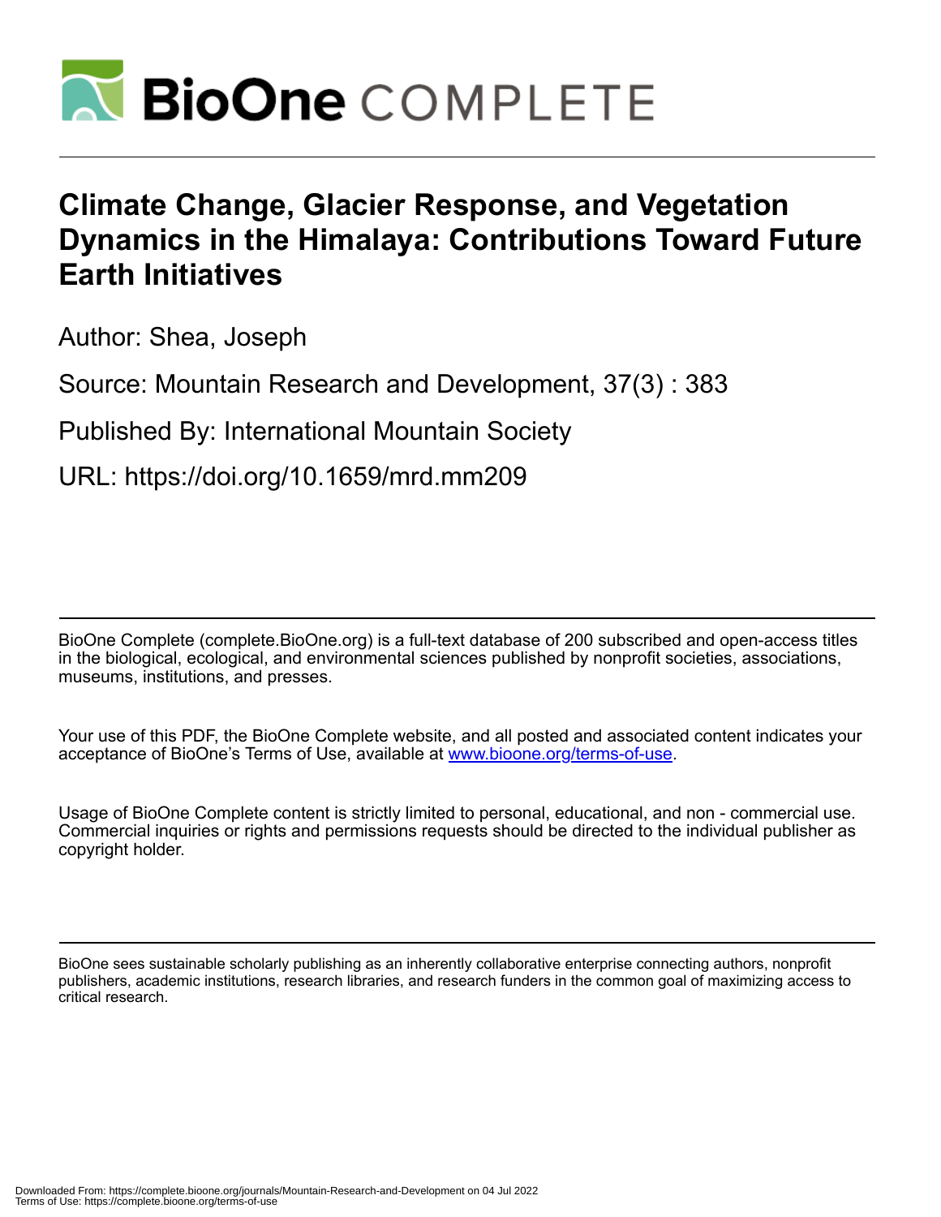# Climate Change, Glacier Response, and Vegetation Dynamics in the Himalaya: Contributions Toward Future Earth Initiatives

Author: Shea, Joseph

Source: Mountain Research and Development, 37(3) : 383

Published By: International Mountain Society

URL: https://doi.org/10.1659/mrd.mm209

BioOne Complete (complete.BioOne.org) is a full-text database of 200 subscribed and open-access titles in the biological, ecological, and environmental sciences published by nonprofit societies, associations, museums, institutions, and presses.

Your use of this PDF, the BioOne Complete website, and all posted and associated content indicates your acceptance of BioOne's Terms of Use, available at www.bioone.org/terms-of-use.

Usage of BioOne Complete content is strictly limited to personal, educational, and non - commercial use. Commercial inquiries or rights and permissions requests should be directed to the individual publisher as copyright holder.

BioOne sees sustainable scholarly publishing as an inherently collaborative enterprise connecting authors, nonprofit publishers, academic institutions, research libraries, and research funders in the common goal of maximizing access to critical research.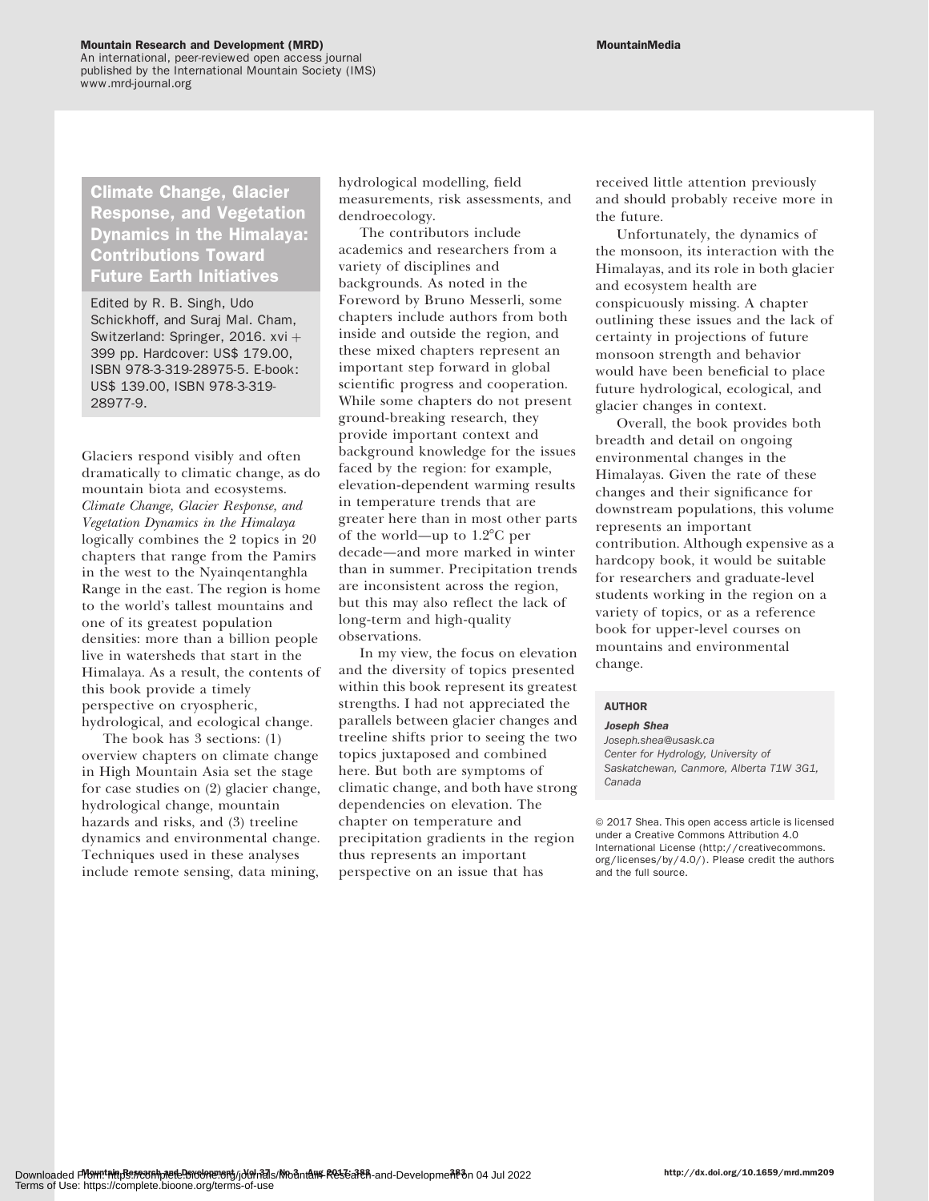## Climate Change, Glacier Response, and Vegetation Dynamics in the Himalaya: Contributions Toward Future Earth Initiatives

Edited by R. B. Singh, Udo Schickhoff, and Suraj Mal. Cham, Switzerland: Springer, 2016. xvi + 399 pp. Hardcover: US$ 179.00, ISBN 978-3-319-28975-5. E-book: US$ 139.00, ISBN 978-3-319-28977-9.

Glaciers respond visibly and often dramatically to climatic change, as do mountain biota and ecosystems. *Climate Change, Glacier Response, and Vegetation Dynamics in the Himalaya* logically combines the 2 topics in 20 chapters that range from the Pamirs in the west to the Nyainqentanghla Range in the east. The region is home to the world's tallest mountains and one of its greatest population densities: more than a billion people live in watersheds that start in the Himalaya. As a result, the contents of this book provide a timely perspective on cryospheric, hydrological, and ecological change.

The book has 3 sections: (1) overview chapters on climate change in High Mountain Asia set the stage for case studies on (2) glacier change, hydrological change, mountain hazards and risks, and (3) treeline dynamics and environmental change. Techniques used in these analyses include remote sensing, data mining, hydrological modelling, field measurements, risk assessments, and dendroecology.

The contributors include academics and researchers from a variety of disciplines and backgrounds. As noted in the Foreword by Bruno Messerli, some chapters include authors from both inside and outside the region, and these mixed chapters represent an important step forward in global scientific progress and cooperation. While some chapters do not present ground-breaking research, they provide important context and background knowledge for the issues faced by the region: for example, elevation-dependent warming results in temperature trends that are greater here than in most other parts of the world—up to 1.2°C per decade—and more marked in winter than in summer. Precipitation trends are inconsistent across the region, but this may also reflect the lack of long-term and high-quality observations.

In my view, the focus on elevation and the diversity of topics presented within this book represent its greatest strengths. I had not appreciated the parallels between glacier changes and treeline shifts prior to seeing the two topics juxtaposed and combined here. But both are symptoms of climatic change, and both have strong dependencies on elevation. The chapter on temperature and precipitation gradients in the region thus represents an important perspective on an issue that has received little attention previously and should probably receive more in the future.

Unfortunately, the dynamics of the monsoon, its interaction with the Himalayas, and its role in both glacier and ecosystem health are conspicuously missing. A chapter outlining these issues and the lack of certainty in projections of future monsoon strength and behavior would have been beneficial to place future hydrological, ecological, and glacier changes in context.

Overall, the book provides both breadth and detail on ongoing environmental changes in the Himalayas. Given the rate of these changes and their significance for downstream populations, this volume represents an important contribution. Although expensive as a hardcopy book, it would be suitable for researchers and graduate-level students working in the region on a variety of topics, or as a reference book for upper-level courses on mountains and environmental change.

### AUTHOR

***Joseph Shea***
*Joseph.shea@usask.ca*
*Center for Hydrology, University of Saskatchewan, Canmore, Alberta T1W 3G1, Canada*

© 2017 Shea. This open access article is licensed under a Creative Commons Attribution 4.0 International License (http://creativecommons.org/licenses/by/4.0/). Please credit the authors and the full source.